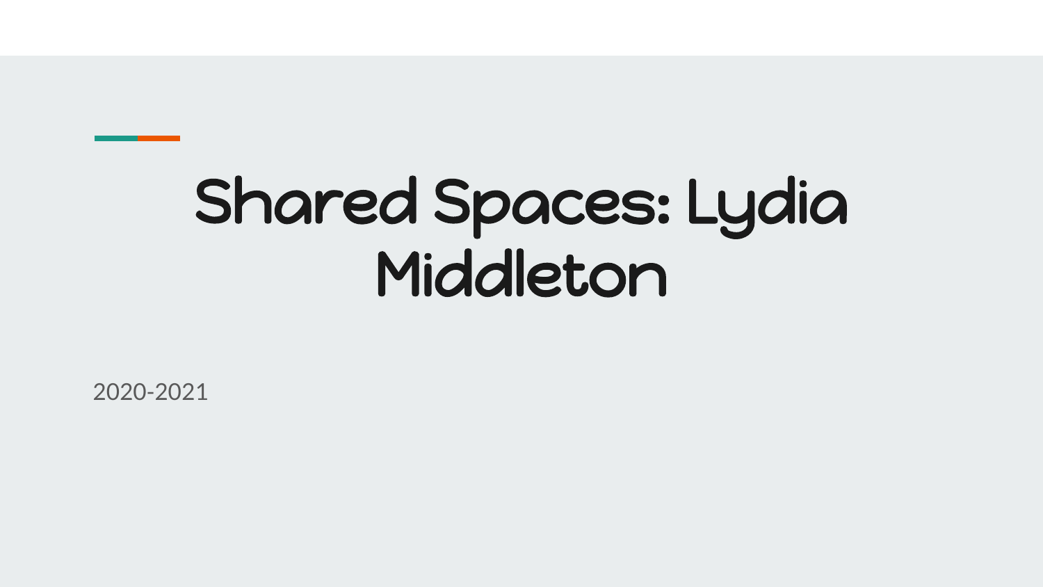# Shared Spaces: Lydia Middleton

2020-2021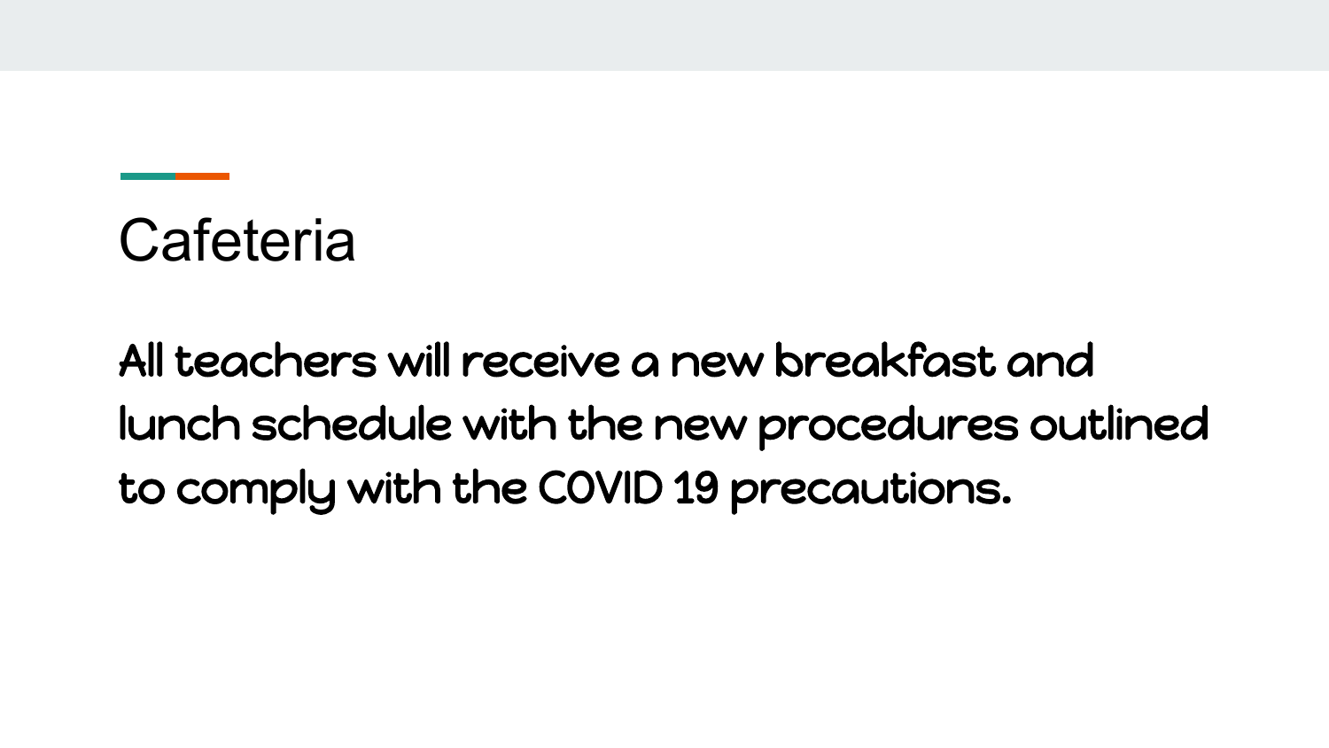# Cafeteria

**All teachers will receive a new breakfast and lunch schedule with the new procedures outlined to comply with the COVID 19 precautions.**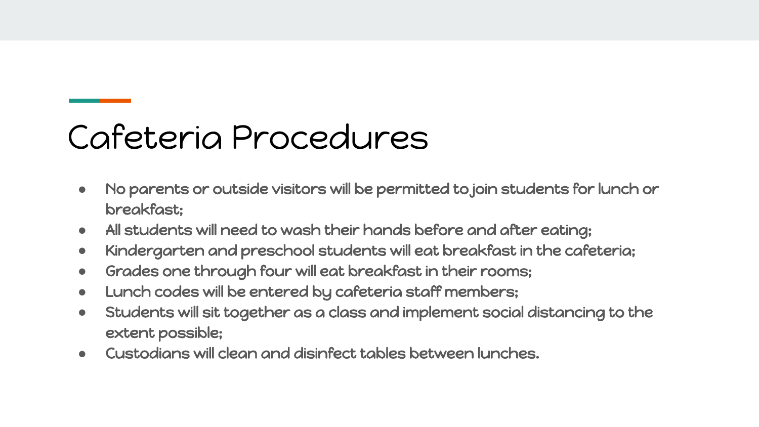# Cafeteria Procedures

- No parents or outside visitors will be permitted to join students for lunch or breakfast;
- All students will need to wash their hands before and after eating;
- Kindergarten and preschool students will eat breakfast in the cafeteria;
- Grades one through four will eat breakfast in their rooms;
- Lunch codes will be entered by cafeteria staff members;
- Students will sit together as a class and implement social distancing to the extent possible;
- Custodians will clean and disinfect tables between lunches.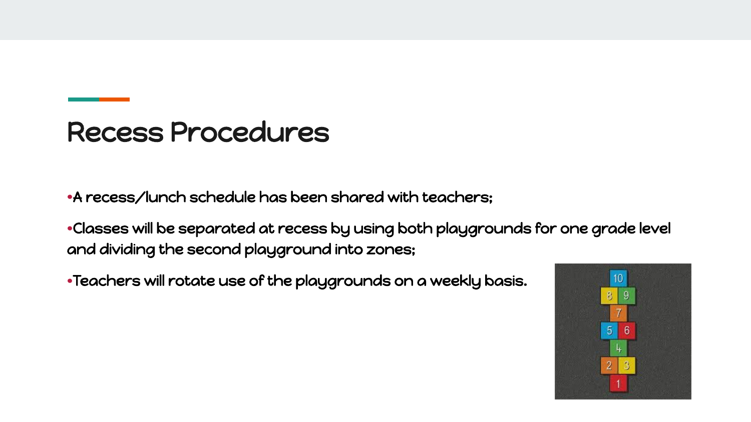# Recess Procedures

- A recess/lunch schedule has been shared with teachers;
- Classes will be separated at recess by using both playgrounds for one grade level and dividing the second playground into zones;
- Teachers will rotate use of the playgrounds on a weekly basis.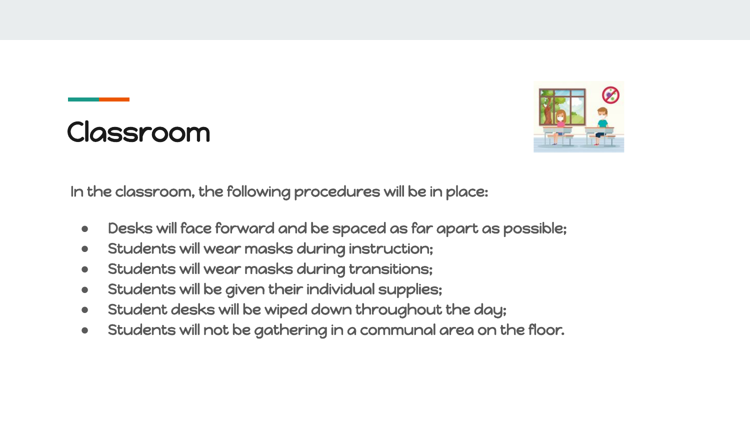# Classroom

In the classroom, the following procedures will be in place:

- Desks will face forward and be spaced as far apart as possible;
- Students will wear masks during instruction;
- Students will wear masks during transitions;
- Students will be given their individual supplies;
- Student desks will be wiped down throughout the day;
- Students will not be gathering in a communal area on the floor.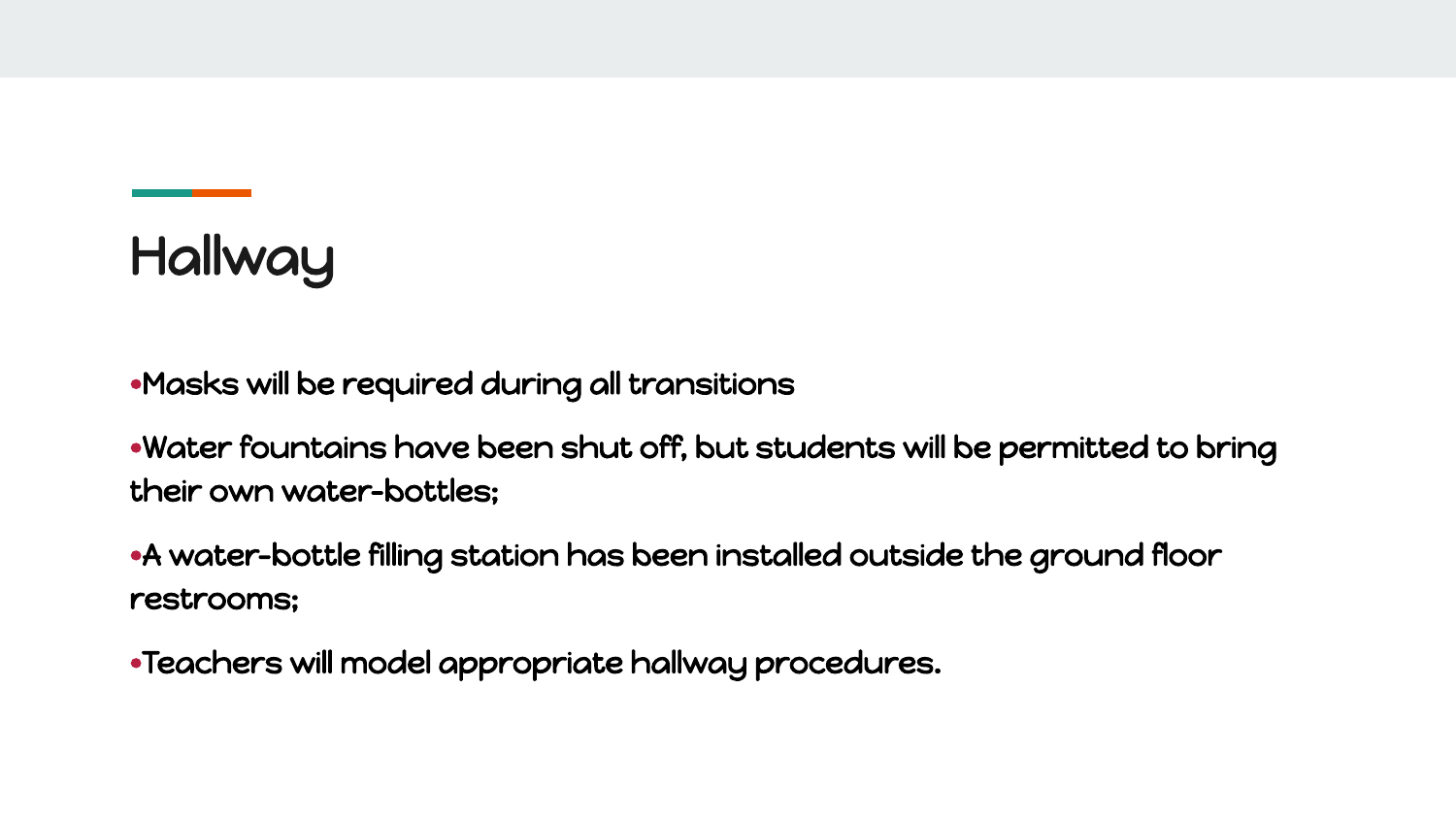# Hallway

- Masks will be required during all transitions
- Water fountains have been shut off, but students will be permitted to bring their own water-bottles;
- A water-bottle filling station has been installed outside the ground floor restrooms;
- Teachers will model appropriate hallway procedures.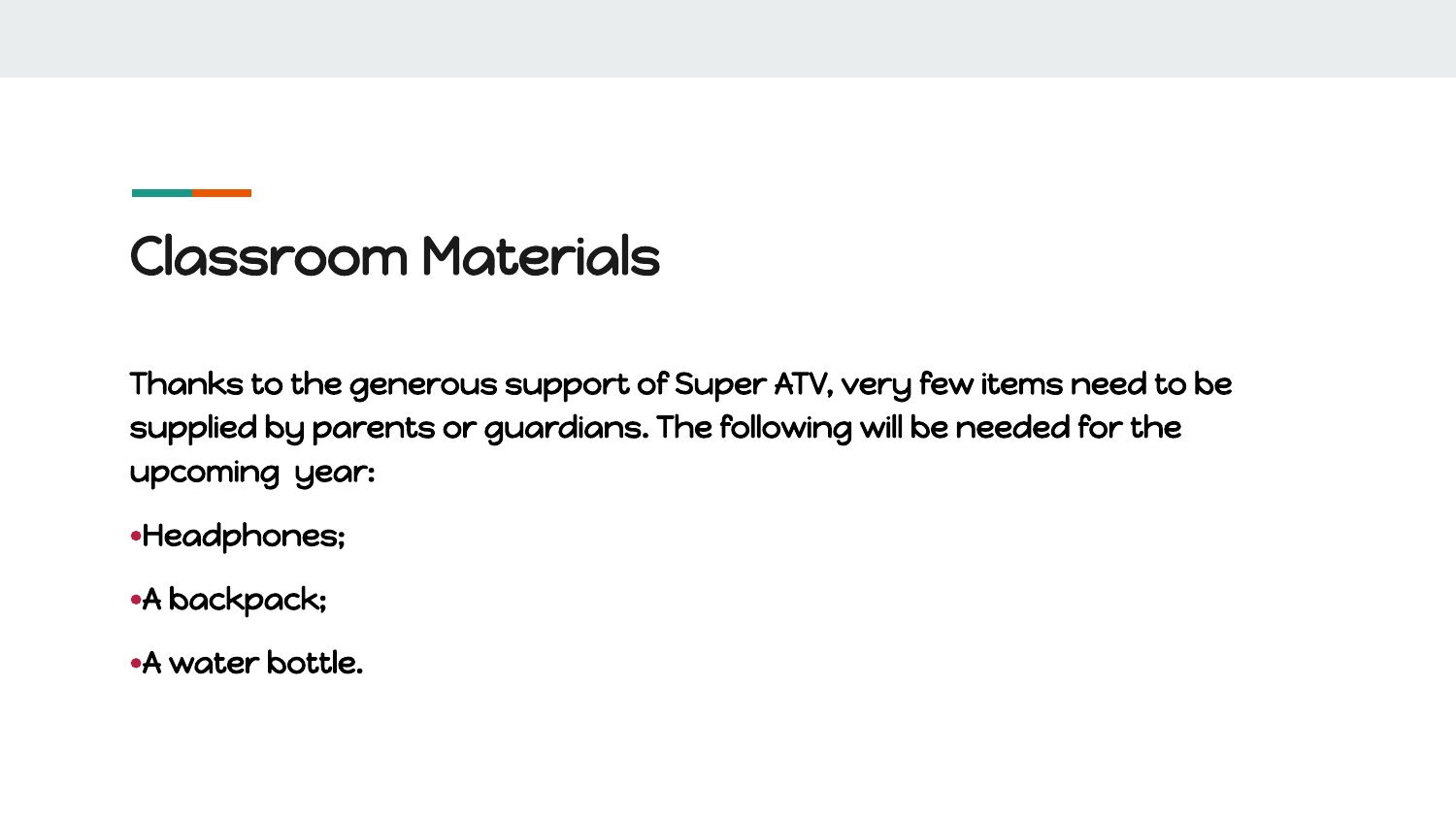# Classroom Materials

Thanks to the generous support of Super ATV, very few items need to be supplied by parents or guardians. The following will be needed for the upcoming year:

- Headphones;
- A backpack;
- A water bottle.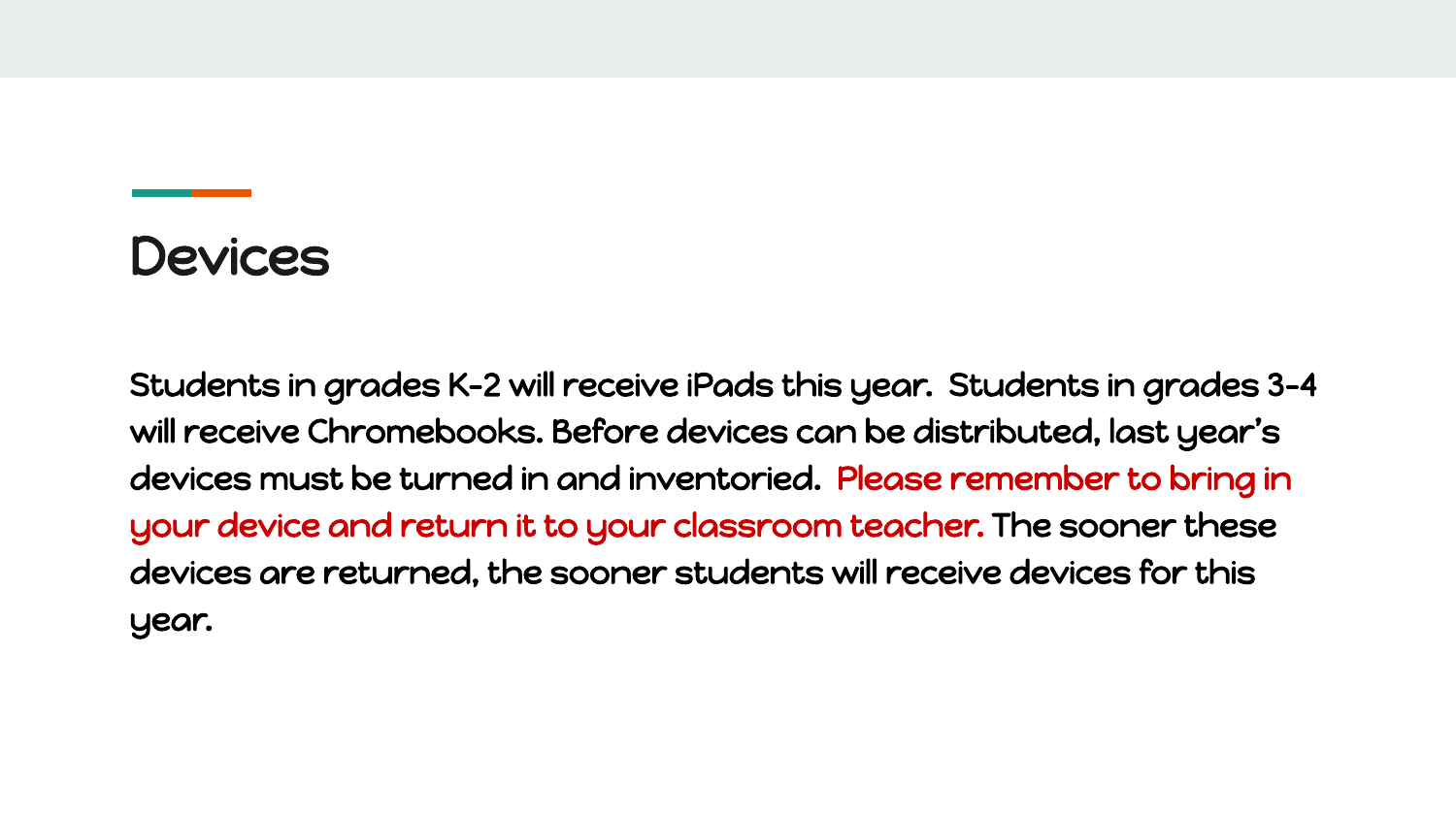# Devices

Students in grades K-2 will receive iPads this year. Students in grades 3-4 will receive Chromebooks. Before devices can be distributed, last year's devices must be turned in and inventoried. **Please remember to bring in your device and return it to your classroom teacher.** The sooner these devices are returned, the sooner students will receive devices for this year.